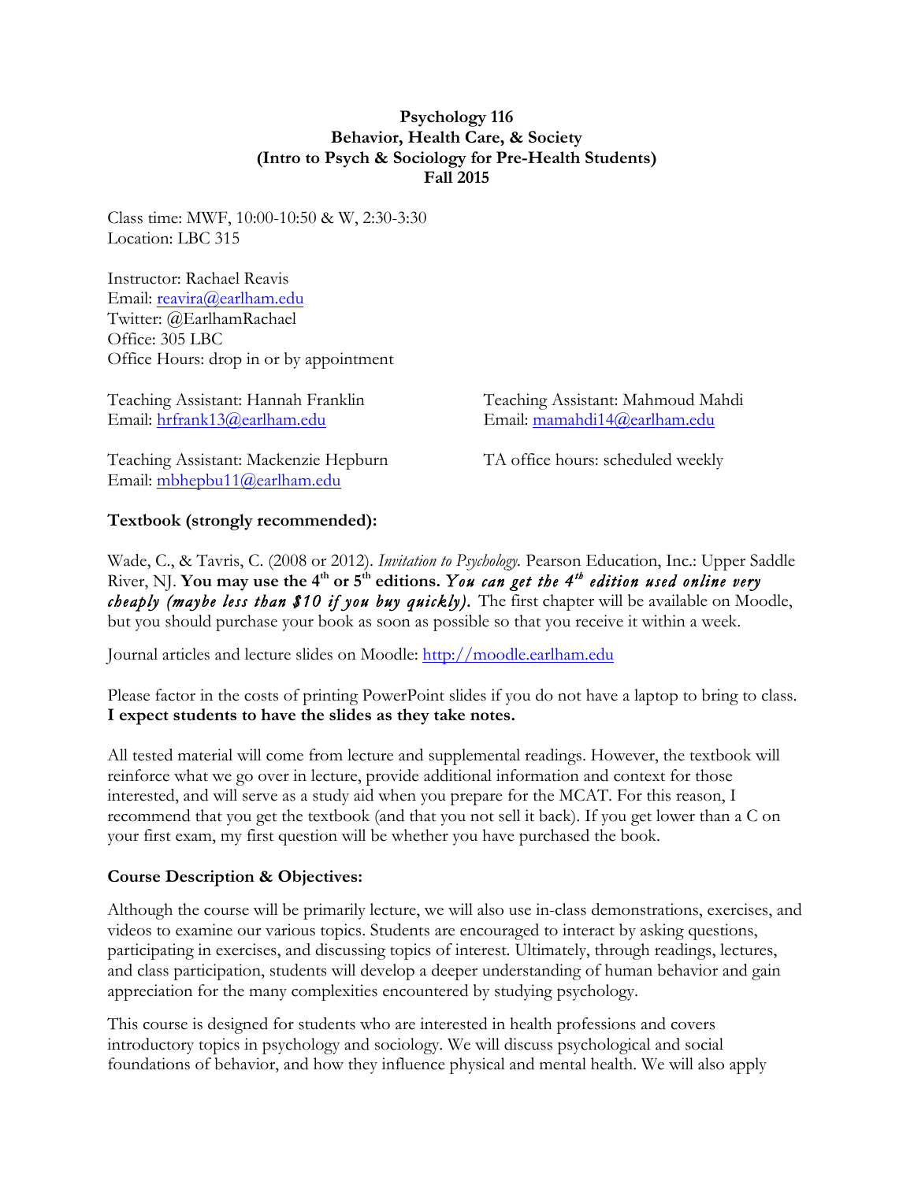**Psychology 116**
**Behavior, Health Care, & Society**
**(Intro to Psych & Sociology for Pre-Health Students)**
**Fall 2015**

Class time: MWF, 10:00-10:50 & W, 2:30-3:30
Location: LBC 315

Instructor: Rachael Reavis
Email: reavira@earlham.edu
Twitter: @EarlhamRachael
Office: 305 LBC
Office Hours: drop in or by appointment

Teaching Assistant: Hannah Franklin
Email: hrfrank13@earlham.edu

Teaching Assistant: Mahmoud Mahdi
Email: mamahdi14@earlham.edu

Teaching Assistant: Mackenzie Hepburn
Email: mbhepbu11@earlham.edu

TA office hours: scheduled weekly

**Textbook (strongly recommended):**

Wade, C., & Tavris, C. (2008 or 2012). *Invitation to Psychology.* Pearson Education, Inc.: Upper Saddle River, NJ. **You may use the 4th or 5th editions.** ***You can get the 4th edition used online very cheaply (maybe less than $10 if you buy quickly).*** The first chapter will be available on Moodle, but you should purchase your book as soon as possible so that you receive it within a week.

Journal articles and lecture slides on Moodle: http://moodle.earlham.edu

Please factor in the costs of printing PowerPoint slides if you do not have a laptop to bring to class. **I expect students to have the slides as they take notes.**

All tested material will come from lecture and supplemental readings. However, the textbook will reinforce what we go over in lecture, provide additional information and context for those interested, and will serve as a study aid when you prepare for the MCAT. For this reason, I recommend that you get the textbook (and that you not sell it back). If you get lower than a C on your first exam, my first question will be whether you have purchased the book.

**Course Description & Objectives:**

Although the course will be primarily lecture, we will also use in-class demonstrations, exercises, and videos to examine our various topics. Students are encouraged to interact by asking questions, participating in exercises, and discussing topics of interest. Ultimately, through readings, lectures, and class participation, students will develop a deeper understanding of human behavior and gain appreciation for the many complexities encountered by studying psychology.

This course is designed for students who are interested in health professions and covers introductory topics in psychology and sociology. We will discuss psychological and social foundations of behavior, and how they influence physical and mental health. We will also apply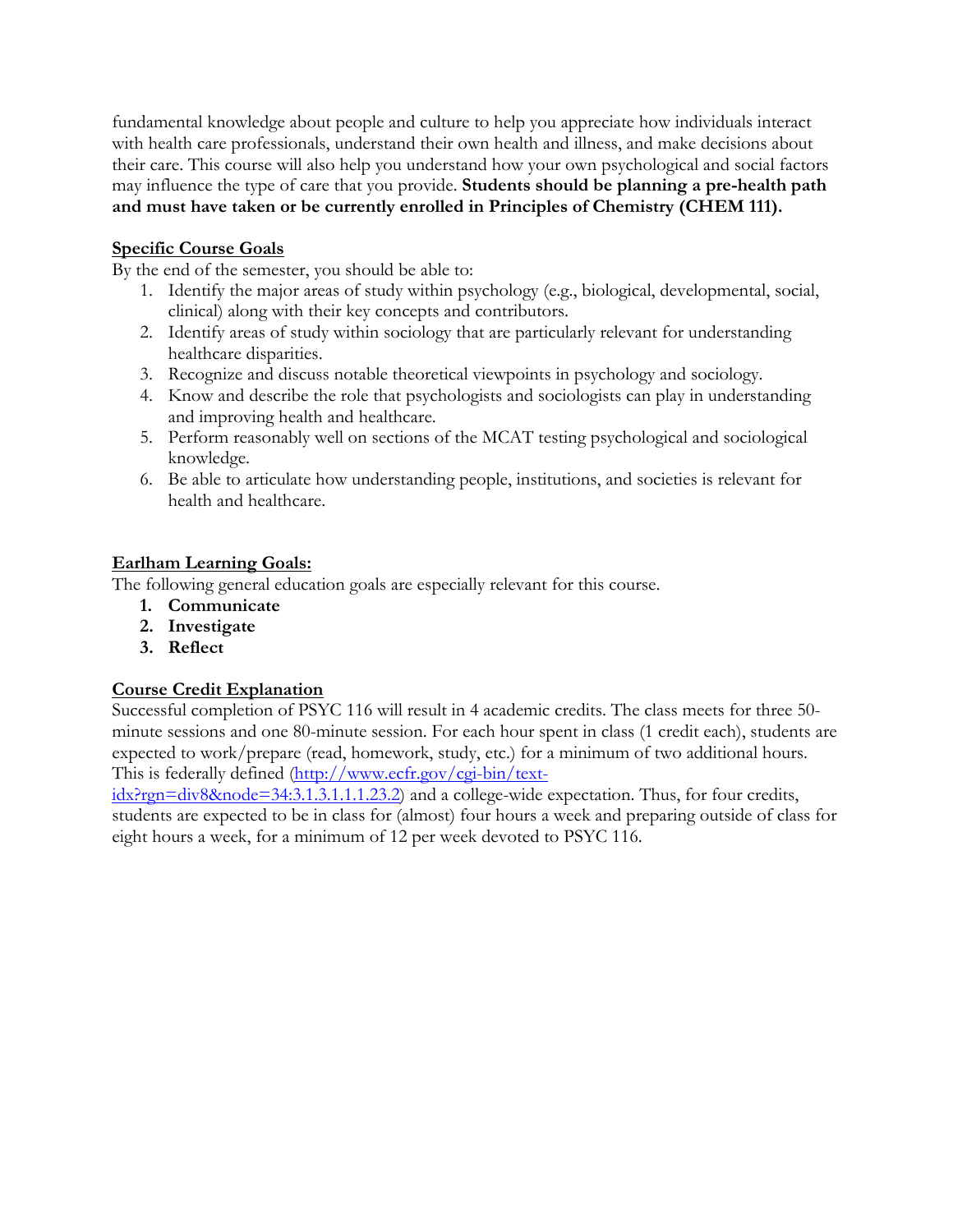fundamental knowledge about people and culture to help you appreciate how individuals interact with health care professionals, understand their own health and illness, and make decisions about their care. This course will also help you understand how your own psychological and social factors may influence the type of care that you provide. **Students should be planning a pre-health path and must have taken or be currently enrolled in Principles of Chemistry (CHEM 111).**

## Specific Course Goals

By the end of the semester, you should be able to:

1. Identify the major areas of study within psychology (e.g., biological, developmental, social, clinical) along with their key concepts and contributors.
2. Identify areas of study within sociology that are particularly relevant for understanding healthcare disparities.
3. Recognize and discuss notable theoretical viewpoints in psychology and sociology.
4. Know and describe the role that psychologists and sociologists can play in understanding and improving health and healthcare.
5. Perform reasonably well on sections of the MCAT testing psychological and sociological knowledge.
6. Be able to articulate how understanding people, institutions, and societies is relevant for health and healthcare.

## Earlham Learning Goals:

The following general education goals are especially relevant for this course.

1. **Communicate**
2. **Investigate**
3. **Reflect**

## Course Credit Explanation

Successful completion of PSYC 116 will result in 4 academic credits. The class meets for three 50-minute sessions and one 80-minute session. For each hour spent in class (1 credit each), students are expected to work/prepare (read, homework, study, etc.) for a minimum of two additional hours. This is federally defined (http://www.ecfr.gov/cgi-bin/text-idx?rgn=div8&node=34:3.1.3.1.1.1.23.2) and a college-wide expectation. Thus, for four credits, students are expected to be in class for (almost) four hours a week and preparing outside of class for eight hours a week, for a minimum of 12 per week devoted to PSYC 116.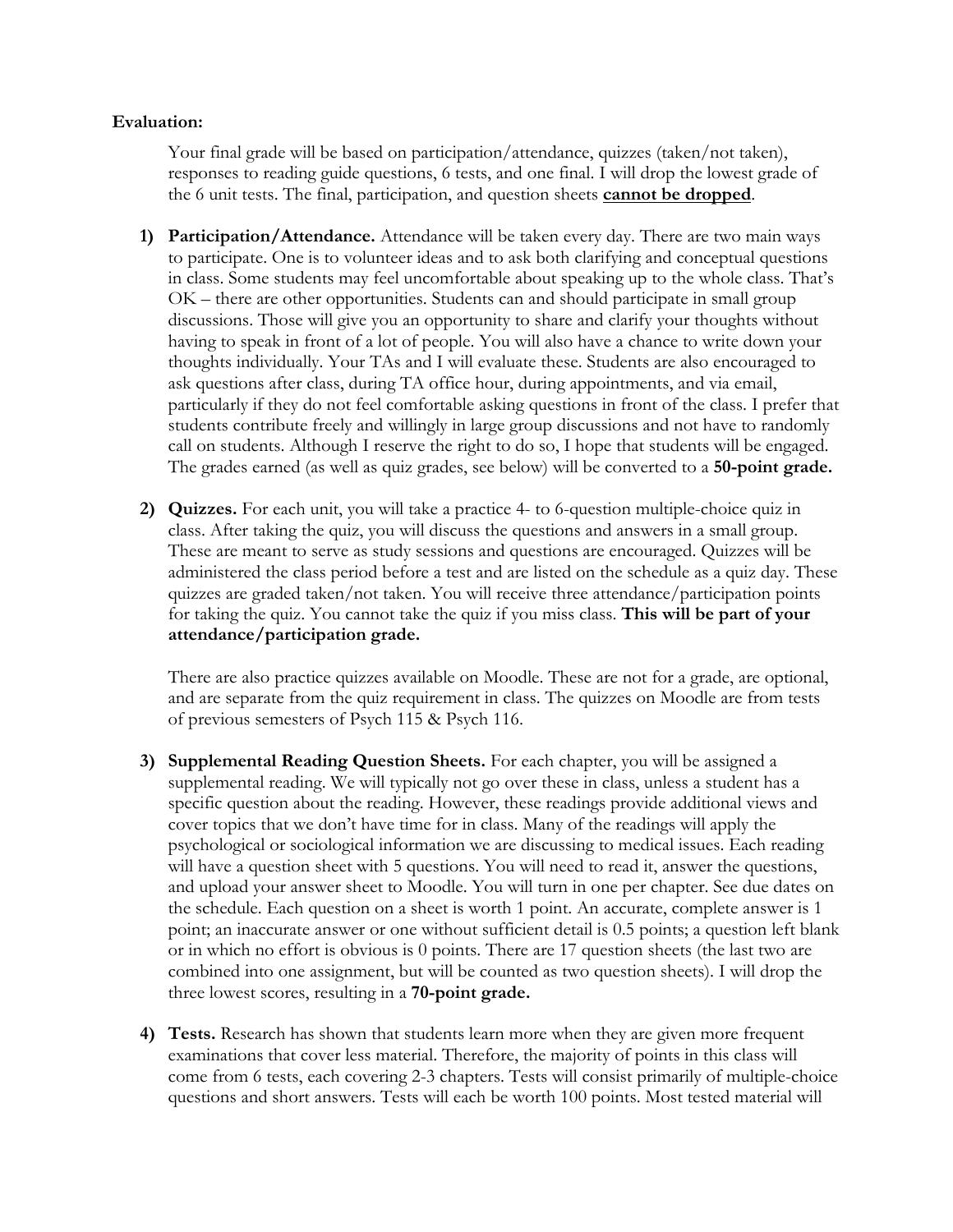**Evaluation:**

Your final grade will be based on participation/attendance, quizzes (taken/not taken), responses to reading guide questions, 6 tests, and one final. I will drop the lowest grade of the 6 unit tests. The final, participation, and question sheets **cannot be dropped**.

1) **Participation/Attendance.** Attendance will be taken every day. There are two main ways to participate. One is to volunteer ideas and to ask both clarifying and conceptual questions in class. Some students may feel uncomfortable about speaking up to the whole class. That's OK – there are other opportunities. Students can and should participate in small group discussions. Those will give you an opportunity to share and clarify your thoughts without having to speak in front of a lot of people. You will also have a chance to write down your thoughts individually. Your TAs and I will evaluate these. Students are also encouraged to ask questions after class, during TA office hour, during appointments, and via email, particularly if they do not feel comfortable asking questions in front of the class. I prefer that students contribute freely and willingly in large group discussions and not have to randomly call on students. Although I reserve the right to do so, I hope that students will be engaged. The grades earned (as well as quiz grades, see below) will be converted to a **50-point grade.**

2) **Quizzes.** For each unit, you will take a practice 4- to 6-question multiple-choice quiz in class. After taking the quiz, you will discuss the questions and answers in a small group. These are meant to serve as study sessions and questions are encouraged. Quizzes will be administered the class period before a test and are listed on the schedule as a quiz day. These quizzes are graded taken/not taken. You will receive three attendance/participation points for taking the quiz. You cannot take the quiz if you miss class. **This will be part of your attendance/participation grade.**

   There are also practice quizzes available on Moodle. These are not for a grade, are optional, and are separate from the quiz requirement in class. The quizzes on Moodle are from tests of previous semesters of Psych 115 & Psych 116.

3) **Supplemental Reading Question Sheets.** For each chapter, you will be assigned a supplemental reading. We will typically not go over these in class, unless a student has a specific question about the reading. However, these readings provide additional views and cover topics that we don't have time for in class. Many of the readings will apply the psychological or sociological information we are discussing to medical issues. Each reading will have a question sheet with 5 questions. You will need to read it, answer the questions, and upload your answer sheet to Moodle. You will turn in one per chapter. See due dates on the schedule. Each question on a sheet is worth 1 point. An accurate, complete answer is 1 point; an inaccurate answer or one without sufficient detail is 0.5 points; a question left blank or in which no effort is obvious is 0 points. There are 17 question sheets (the last two are combined into one assignment, but will be counted as two question sheets). I will drop the three lowest scores, resulting in a **70-point grade.**

4) **Tests.** Research has shown that students learn more when they are given more frequent examinations that cover less material. Therefore, the majority of points in this class will come from 6 tests, each covering 2-3 chapters. Tests will consist primarily of multiple-choice questions and short answers. Tests will each be worth 100 points. Most tested material will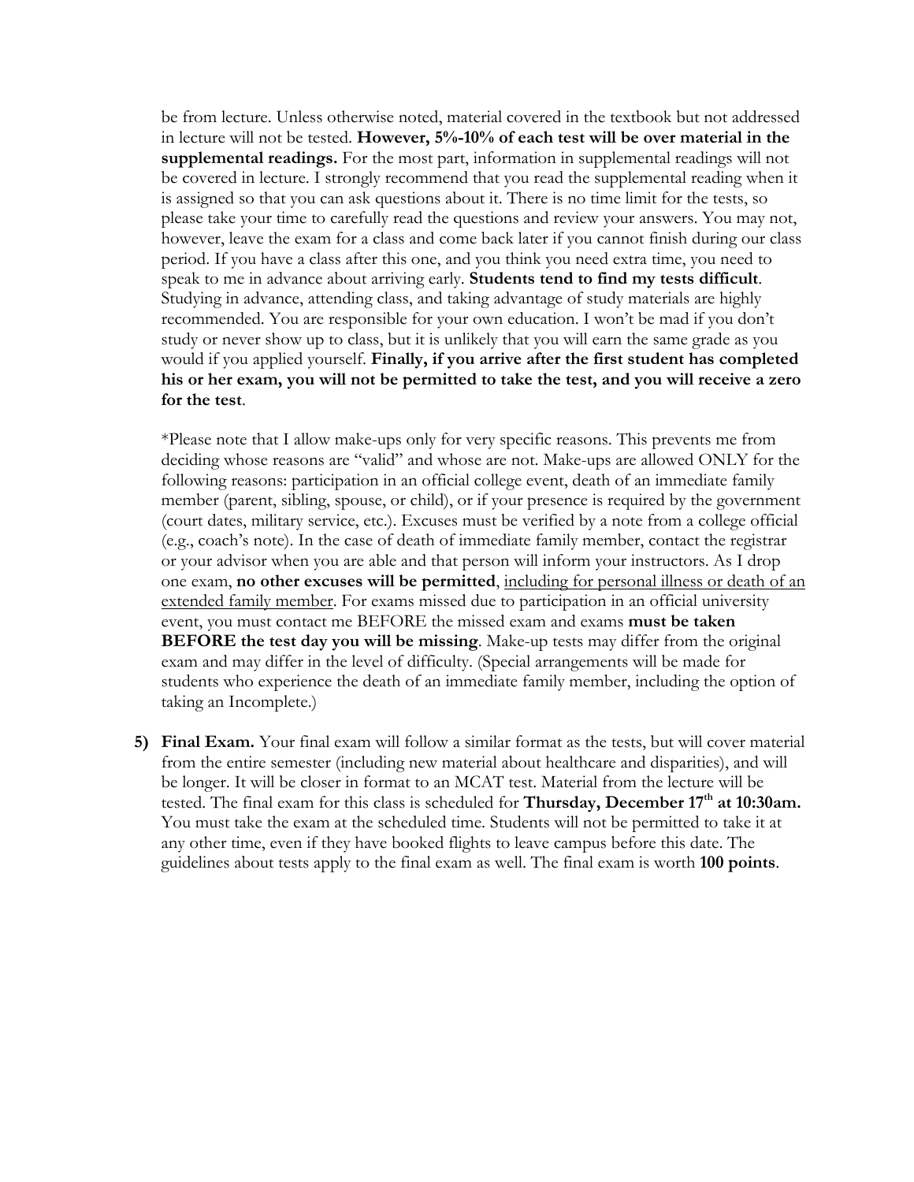be from lecture. Unless otherwise noted, material covered in the textbook but not addressed in lecture will not be tested. **However, 5%-10% of each test will be over material in the supplemental readings.** For the most part, information in supplemental readings will not be covered in lecture. I strongly recommend that you read the supplemental reading when it is assigned so that you can ask questions about it. There is no time limit for the tests, so please take your time to carefully read the questions and review your answers. You may not, however, leave the exam for a class and come back later if you cannot finish during our class period. If you have a class after this one, and you think you need extra time, you need to speak to me in advance about arriving early. **Students tend to find my tests difficult**. Studying in advance, attending class, and taking advantage of study materials are highly recommended. You are responsible for your own education. I won't be mad if you don't study or never show up to class, but it is unlikely that you will earn the same grade as you would if you applied yourself. **Finally, if you arrive after the first student has completed his or her exam, you will not be permitted to take the test, and you will receive a zero for the test**.

*Please note that I allow make-ups only for very specific reasons. This prevents me from deciding whose reasons are "valid" and whose are not. Make-ups are allowed ONLY for the following reasons: participation in an official college event, death of an immediate family member (parent, sibling, spouse, or child), or if your presence is required by the government (court dates, military service, etc.). Excuses must be verified by a note from a college official (e.g., coach's note). In the case of death of immediate family member, contact the registrar or your advisor when you are able and that person will inform your instructors. As I drop one exam, **no other excuses will be permitted**, <u>including for personal illness or death of an extended family member</u>. For exams missed due to participation in an official university event, you must contact me BEFORE the missed exam and exams **must be taken BEFORE the test day you will be missing**. Make-up tests may differ from the original exam and may differ in the level of difficulty. (Special arrangements will be made for students who experience the death of an immediate family member, including the option of taking an Incomplete.)

5) **Final Exam.** Your final exam will follow a similar format as the tests, but will cover material from the entire semester (including new material about healthcare and disparities), and will be longer. It will be closer in format to an MCAT test. Material from the lecture will be tested. The final exam for this class is scheduled for **Thursday, December 17th at 10:30am.** You must take the exam at the scheduled time. Students will not be permitted to take it at any other time, even if they have booked flights to leave campus before this date. The guidelines about tests apply to the final exam as well. The final exam is worth **100 points**.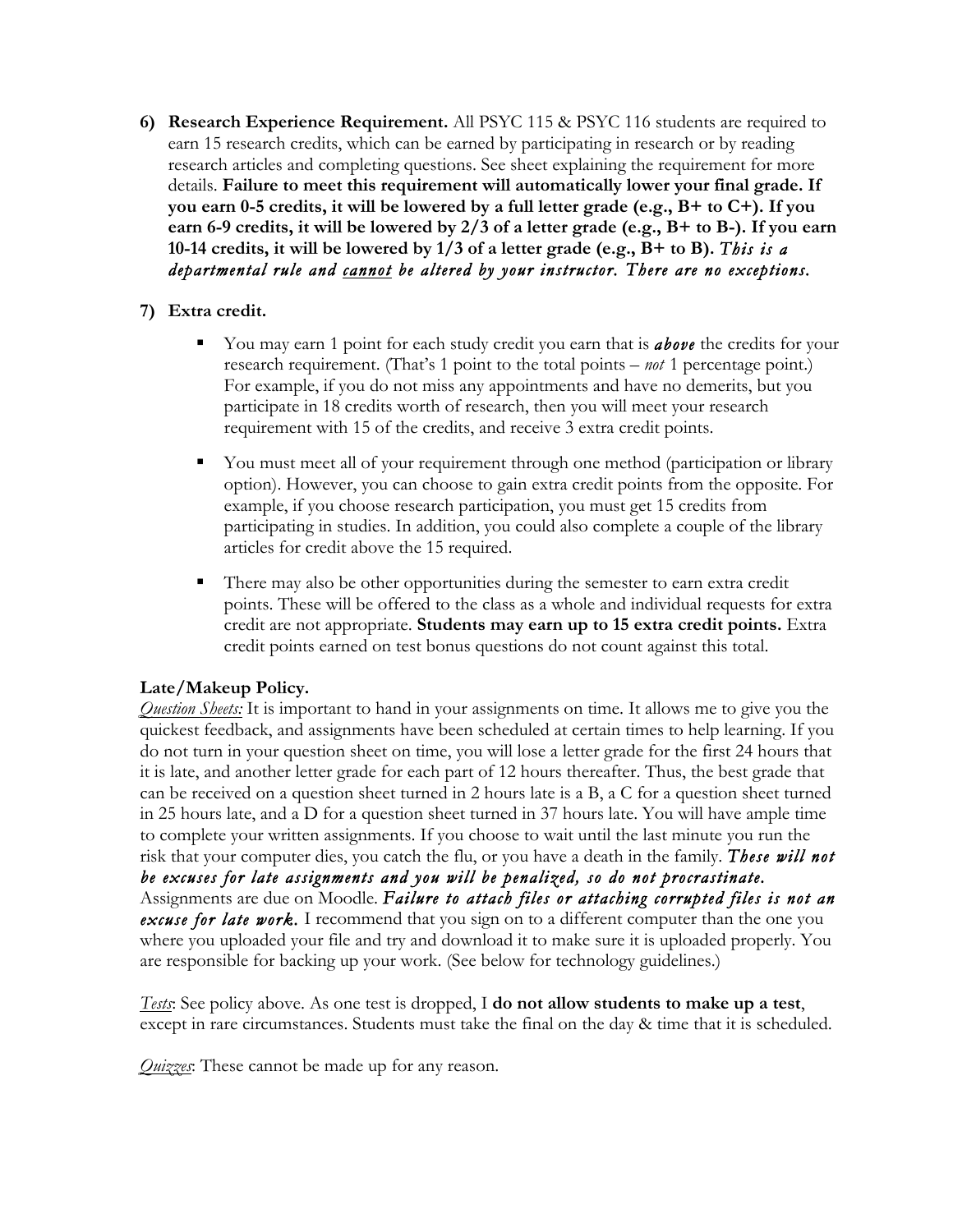6) **Research Experience Requirement.** All PSYC 115 & PSYC 116 students are required to earn 15 research credits, which can be earned by participating in research or by reading research articles and completing questions. See sheet explaining the requirement for more details. **Failure to meet this requirement will automatically lower your final grade. If you earn 0-5 credits, it will be lowered by a full letter grade (e.g., B+ to C+). If you earn 6-9 credits, it will be lowered by 2/3 of a letter grade (e.g., B+ to B-). If you earn 10-14 credits, it will be lowered by 1/3 of a letter grade (e.g., B+ to B).** *This is a departmental rule and cannot be altered by your instructor. There are no exceptions.*

7) **Extra credit.**

   - You may earn 1 point for each study credit you earn that is ***above*** the credits for your research requirement. (That's 1 point to the total points – *not* 1 percentage point.) For example, if you do not miss any appointments and have no demerits, but you participate in 18 credits worth of research, then you will meet your research requirement with 15 of the credits, and receive 3 extra credit points.

   - You must meet all of your requirement through one method (participation or library option). However, you can choose to gain extra credit points from the opposite. For example, if you choose research participation, you must get 15 credits from participating in studies. In addition, you could also complete a couple of the library articles for credit above the 15 required.

   - There may also be other opportunities during the semester to earn extra credit points. These will be offered to the class as a whole and individual requests for extra credit are not appropriate. **Students may earn up to 15 extra credit points.** Extra credit points earned on test bonus questions do not count against this total.

**Late/Makeup Policy.**

*Question Sheets:* It is important to hand in your assignments on time. It allows me to give you the quickest feedback, and assignments have been scheduled at certain times to help learning. If you do not turn in your question sheet on time, you will lose a letter grade for the first 24 hours that it is late, and another letter grade for each part of 12 hours thereafter. Thus, the best grade that can be received on a question sheet turned in 2 hours late is a B, a C for a question sheet turned in 25 hours late, and a D for a question sheet turned in 37 hours late. You will have ample time to complete your written assignments. If you choose to wait until the last minute you run the risk that your computer dies, you catch the flu, or you have a death in the family. ***These will not be excuses for late assignments and you will be penalized, so do not procrastinate.*** Assignments are due on Moodle. ***Failure to attach files or attaching corrupted files is not an excuse for late work.*** I recommend that you sign on to a different computer than the one you where you uploaded your file and try and download it to make sure it is uploaded properly. You are responsible for backing up your work. (See below for technology guidelines.)

*Tests*: See policy above. As one test is dropped, I **do not allow students to make up a test**, except in rare circumstances. Students must take the final on the day & time that it is scheduled.

*Quizzes*: These cannot be made up for any reason.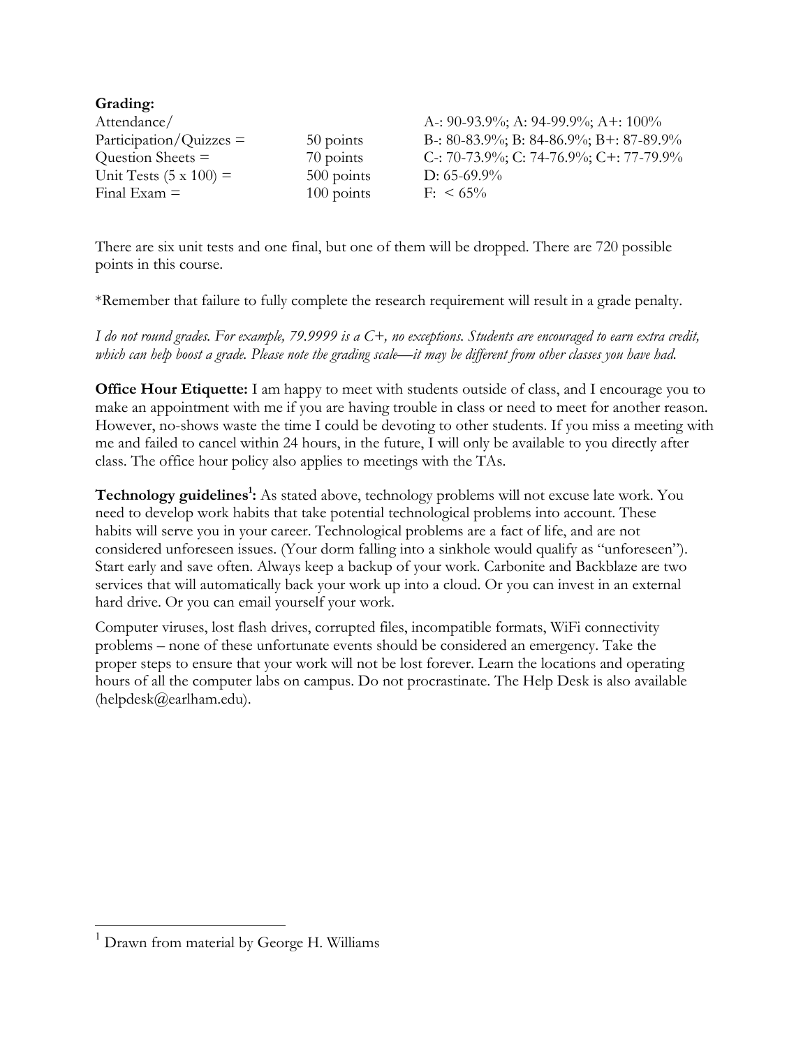**Grading:**

| | | |
|---|---|---|
| Attendance/ Participation/Quizzes = | 50 points | A-: 90-93.9%; A: 94-99.9%; A+: 100% |
| Question Sheets = | 70 points | B-: 80-83.9%; B: 84-86.9%; B+: 87-89.9% |
| Unit Tests (5 x 100) = | 500 points | C-: 70-73.9%; C: 74-76.9%; C+: 77-79.9% |
| Final Exam = | 100 points | D: 65-69.9% |
| | | F: < 65% |

There are six unit tests and one final, but one of them will be dropped. There are 720 possible points in this course.

*Remember that failure to fully complete the research requirement will result in a grade penalty.

*I do not round grades. For example, 79.9999 is a C+, no exceptions. Students are encouraged to earn extra credit, which can help boost a grade. Please note the grading scale—it may be different from other classes you have had.*

**Office Hour Etiquette:** I am happy to meet with students outside of class, and I encourage you to make an appointment with me if you are having trouble in class or need to meet for another reason. However, no-shows waste the time I could be devoting to other students. If you miss a meeting with me and failed to cancel within 24 hours, in the future, I will only be available to you directly after class. The office hour policy also applies to meetings with the TAs.

**Technology guidelines[1]:** As stated above, technology problems will not excuse late work. You need to develop work habits that take potential technological problems into account. These habits will serve you in your career. Technological problems are a fact of life, and are not considered unforeseen issues. (Your dorm falling into a sinkhole would qualify as "unforeseen"). Start early and save often. Always keep a backup of your work. Carbonite and Backblaze are two services that will automatically back your work up into a cloud. Or you can invest in an external hard drive. Or you can email yourself your work.

Computer viruses, lost flash drives, corrupted files, incompatible formats, WiFi connectivity problems – none of these unfortunate events should be considered an emergency. Take the proper steps to ensure that your work will not be lost forever. Learn the locations and operating hours of all the computer labs on campus. Do not procrastinate. The Help Desk is also available (helpdesk@earlham.edu).

[1] Drawn from material by George H. Williams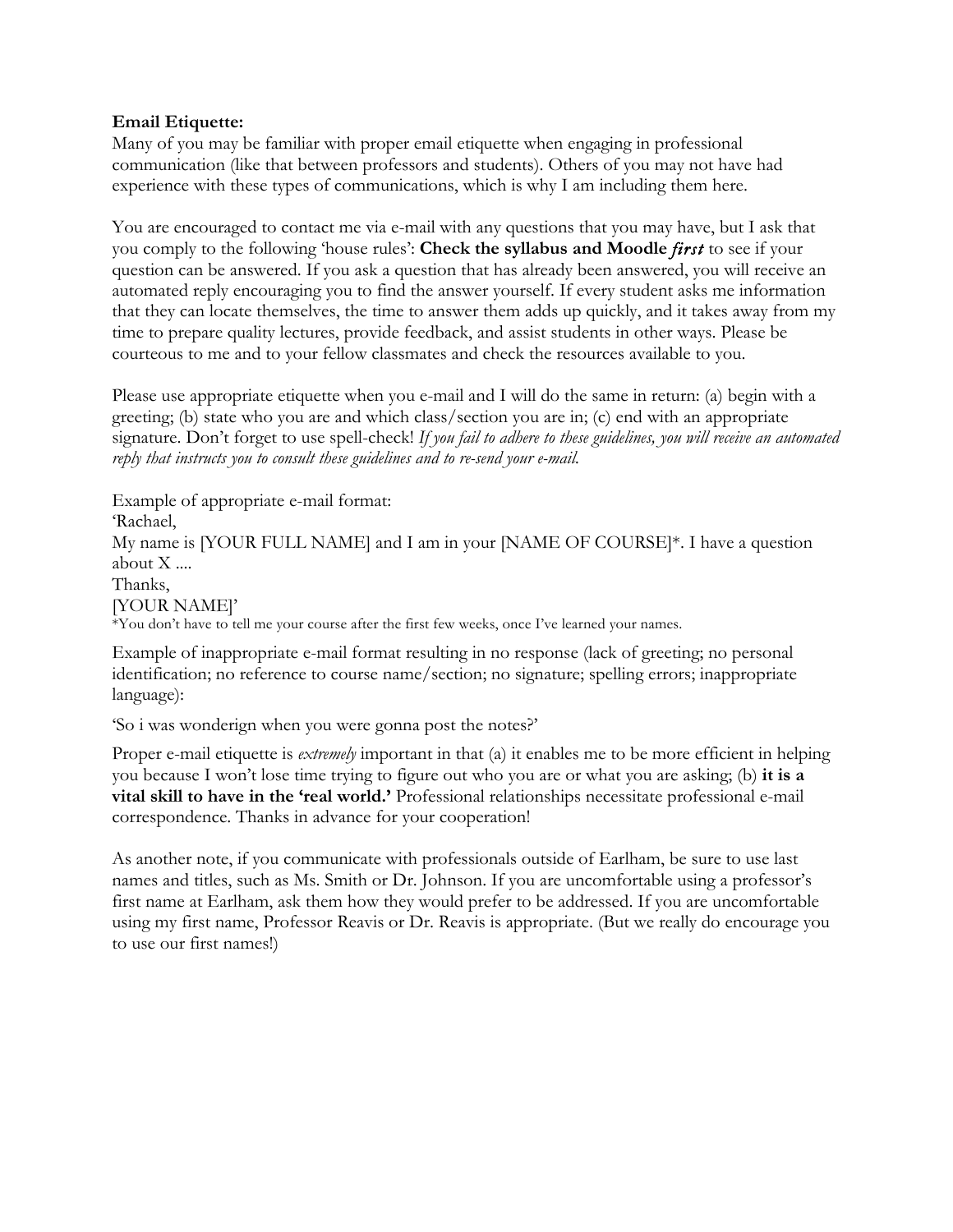**Email Etiquette:**
Many of you may be familiar with proper email etiquette when engaging in professional communication (like that between professors and students). Others of you may not have had experience with these types of communications, which is why I am including them here.

You are encouraged to contact me via e-mail with any questions that you may have, but I ask that you comply to the following 'house rules': **Check the syllabus and Moodle *first*** to see if your question can be answered. If you ask a question that has already been answered, you will receive an automated reply encouraging you to find the answer yourself. If every student asks me information that they can locate themselves, the time to answer them adds up quickly, and it takes away from my time to prepare quality lectures, provide feedback, and assist students in other ways. Please be courteous to me and to your fellow classmates and check the resources available to you.

Please use appropriate etiquette when you e-mail and I will do the same in return: (a) begin with a greeting; (b) state who you are and which class/section you are in; (c) end with an appropriate signature. Don't forget to use spell-check! *If you fail to adhere to these guidelines, you will receive an automated reply that instructs you to consult these guidelines and to re-send your e-mail.*

Example of appropriate e-mail format:
'Rachael,
My name is [YOUR FULL NAME] and I am in your [NAME OF COURSE]*. I have a question about X ....
Thanks,
[YOUR NAME]'
*You don't have to tell me your course after the first few weeks, once I've learned your names.

Example of inappropriate e-mail format resulting in no response (lack of greeting; no personal identification; no reference to course name/section; no signature; spelling errors; inappropriate language):

'So i was wonderign when you were gonna post the notes?'

Proper e-mail etiquette is *extremely* important in that (a) it enables me to be more efficient in helping you because I won't lose time trying to figure out who you are or what you are asking; (b) **it is a vital skill to have in the 'real world.'** Professional relationships necessitate professional e-mail correspondence. Thanks in advance for your cooperation!

As another note, if you communicate with professionals outside of Earlham, be sure to use last names and titles, such as Ms. Smith or Dr. Johnson. If you are uncomfortable using a professor's first name at Earlham, ask them how they would prefer to be addressed. If you are uncomfortable using my first name, Professor Reavis or Dr. Reavis is appropriate. (But we really do encourage you to use our first names!)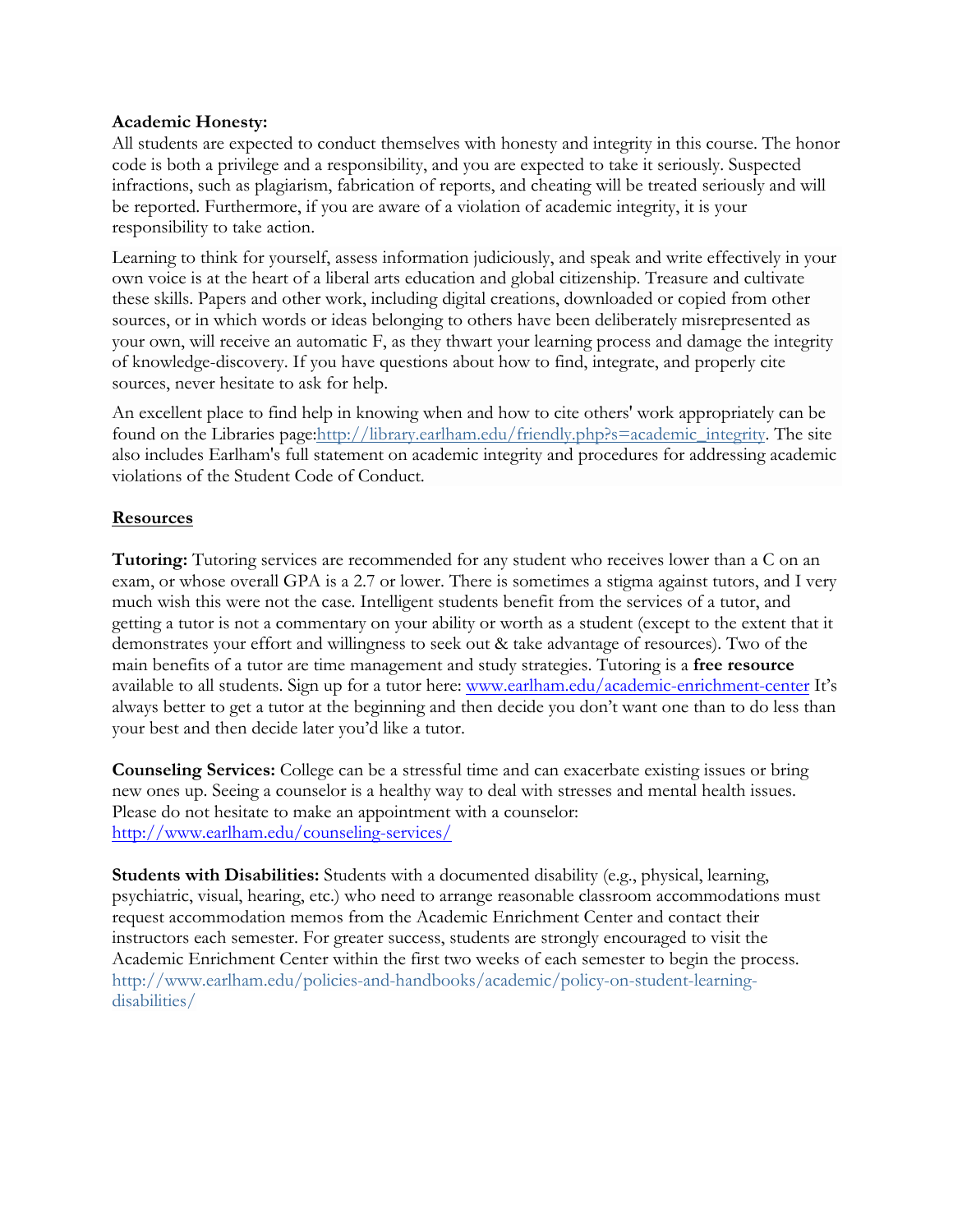**Academic Honesty:**
All students are expected to conduct themselves with honesty and integrity in this course. The honor code is both a privilege and a responsibility, and you are expected to take it seriously. Suspected infractions, such as plagiarism, fabrication of reports, and cheating will be treated seriously and will be reported. Furthermore, if you are aware of a violation of academic integrity, it is your responsibility to take action.

Learning to think for yourself, assess information judiciously, and speak and write effectively in your own voice is at the heart of a liberal arts education and global citizenship. Treasure and cultivate these skills. Papers and other work, including digital creations, downloaded or copied from other sources, or in which words or ideas belonging to others have been deliberately misrepresented as your own, will receive an automatic F, as they thwart your learning process and damage the integrity of knowledge-discovery. If you have questions about how to find, integrate, and properly cite sources, never hesitate to ask for help.

An excellent place to find help in knowing when and how to cite others' work appropriately can be found on the Libraries page:[http://library.earlham.edu/friendly.php?s=academic_integrity](http://library.earlham.edu/friendly.php?s=academic_integrity). The site also includes Earlham's full statement on academic integrity and procedures for addressing academic violations of the Student Code of Conduct.

## Resources

**Tutoring:** Tutoring services are recommended for any student who receives lower than a C on an exam, or whose overall GPA is a 2.7 or lower. There is sometimes a stigma against tutors, and I very much wish this were not the case. Intelligent students benefit from the services of a tutor, and getting a tutor is not a commentary on your ability or worth as a student (except to the extent that it demonstrates your effort and willingness to seek out & take advantage of resources). Two of the main benefits of a tutor are time management and study strategies. Tutoring is a **free resource** available to all students. Sign up for a tutor here: [www.earlham.edu/academic-enrichment-center](www.earlham.edu/academic-enrichment-center) It's always better to get a tutor at the beginning and then decide you don't want one than to do less than your best and then decide later you'd like a tutor.

**Counseling Services:** College can be a stressful time and can exacerbate existing issues or bring new ones up. Seeing a counselor is a healthy way to deal with stresses and mental health issues. Please do not hesitate to make an appointment with a counselor: [http://www.earlham.edu/counseling-services/](http://www.earlham.edu/counseling-services/)

**Students with Disabilities:** Students with a documented disability (e.g., physical, learning, psychiatric, visual, hearing, etc.) who need to arrange reasonable classroom accommodations must request accommodation memos from the Academic Enrichment Center and contact their instructors each semester. For greater success, students are strongly encouraged to visit the Academic Enrichment Center within the first two weeks of each semester to begin the process. http://www.earlham.edu/policies-and-handbooks/academic/policy-on-student-learning-disabilities/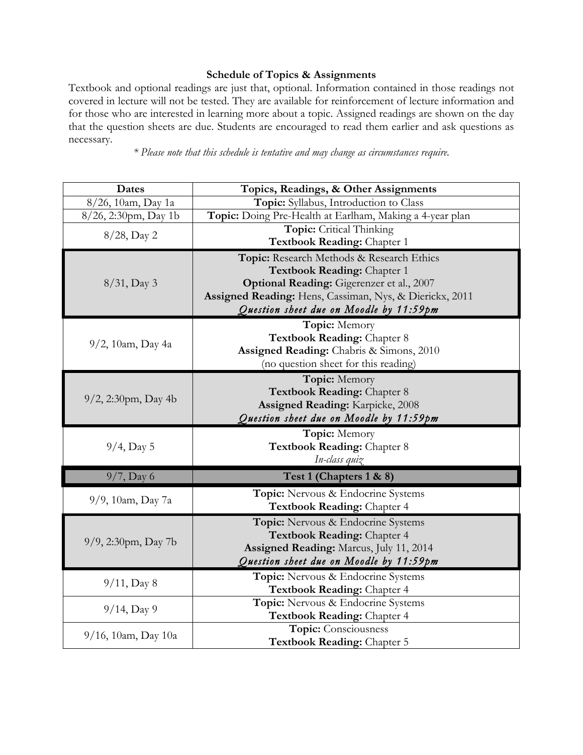**Schedule of Topics & Assignments**

Textbook and optional readings are just that, optional. Information contained in those readings not covered in lecture will not be tested. They are available for reinforcement of lecture information and for those who are interested in learning more about a topic. Assigned readings are shown on the day that the question sheets are due. Students are encouraged to read them earlier and ask questions as necessary.

*\* Please note that this schedule is tentative and may change as circumstances require.*

| Dates | Topics, Readings, & Other Assignments |
|---|---|
| 8/26, 10am, Day 1a | **Topic:** Syllabus, Introduction to Class |
| 8/26, 2:30pm, Day 1b | **Topic:** Doing Pre-Health at Earlham, Making a 4-year plan |
| 8/28, Day 2 | **Topic:** Critical Thinking<br>**Textbook Reading:** Chapter 1 |
| 8/31, Day 3 | **Topic:** Research Methods & Research Ethics<br>**Textbook Reading:** Chapter 1<br>**Optional Reading:** Gigerenzer et al., 2007<br>**Assigned Reading:** Hens, Cassiman, Nys, & Dierickx, 2011<br>*Question sheet due on Moodle by 11:59pm* |
| 9/2, 10am, Day 4a | **Topic:** Memory<br>**Textbook Reading:** Chapter 8<br>**Assigned Reading:** Chabris & Simons, 2010<br>(no question sheet for this reading) |
| 9/2, 2:30pm, Day 4b | **Topic:** Memory<br>**Textbook Reading:** Chapter 8<br>**Assigned Reading:** Karpicke, 2008<br>*Question sheet due on Moodle by 11:59pm* |
| 9/4, Day 5 | **Topic:** Memory<br>**Textbook Reading:** Chapter 8<br>*In-class quiz* |
| 9/7, Day 6 | **Test 1 (Chapters 1 & 8)** |
| 9/9, 10am, Day 7a | **Topic:** Nervous & Endocrine Systems<br>**Textbook Reading:** Chapter 4 |
| 9/9, 2:30pm, Day 7b | **Topic:** Nervous & Endocrine Systems<br>**Textbook Reading:** Chapter 4<br>**Assigned Reading:** Marcus, July 11, 2014<br>*Question sheet due on Moodle by 11:59pm* |
| 9/11, Day 8 | **Topic:** Nervous & Endocrine Systems<br>**Textbook Reading:** Chapter 4 |
| 9/14, Day 9 | **Topic:** Nervous & Endocrine Systems<br>**Textbook Reading:** Chapter 4 |
| 9/16, 10am, Day 10a | **Topic:** Consciousness<br>**Textbook Reading:** Chapter 5 |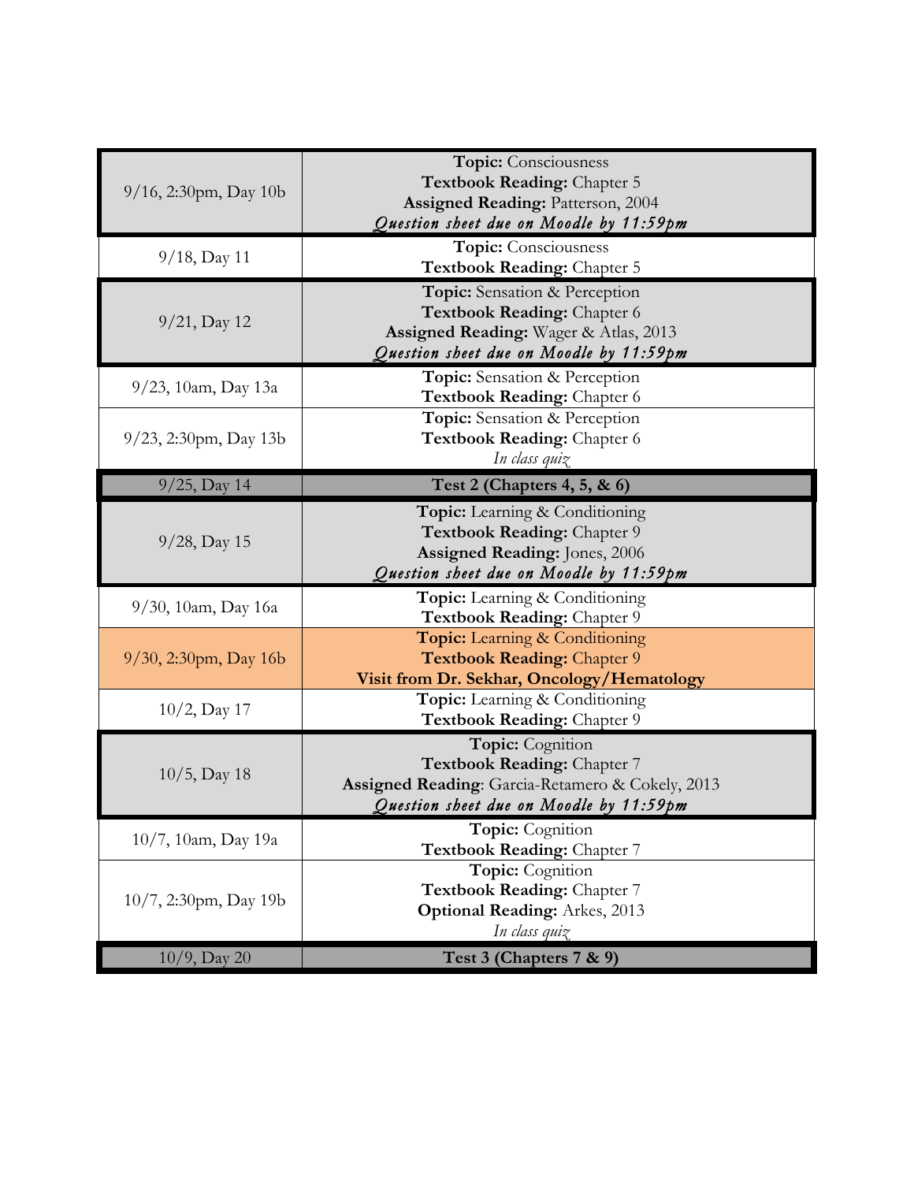| | |
|---|---|
| 9/16, 2:30pm, Day 10b | **Topic:** Consciousness<br>**Textbook Reading:** Chapter 5<br>**Assigned Reading:** Patterson, 2004<br>*Question sheet due on Moodle by 11:59pm* |
| 9/18, Day 11 | **Topic:** Consciousness<br>**Textbook Reading:** Chapter 5 |
| 9/21, Day 12 | **Topic:** Sensation & Perception<br>**Textbook Reading:** Chapter 6<br>**Assigned Reading:** Wager & Atlas, 2013<br>*Question sheet due on Moodle by 11:59pm* |
| 9/23, 10am, Day 13a | **Topic:** Sensation & Perception<br>**Textbook Reading:** Chapter 6 |
| 9/23, 2:30pm, Day 13b | **Topic:** Sensation & Perception<br>**Textbook Reading:** Chapter 6<br>*In class quiz* |
| 9/25, Day 14 | **Test 2 (Chapters 4, 5, & 6)** |
| 9/28, Day 15 | **Topic:** Learning & Conditioning<br>**Textbook Reading:** Chapter 9<br>**Assigned Reading:** Jones, 2006<br>*Question sheet due on Moodle by 11:59pm* |
| 9/30, 10am, Day 16a | **Topic:** Learning & Conditioning<br>**Textbook Reading:** Chapter 9 |
| 9/30, 2:30pm, Day 16b | **Topic:** Learning & Conditioning<br>**Textbook Reading:** Chapter 9<br>**Visit from Dr. Sekhar, Oncology/Hematology** |
| 10/2, Day 17 | **Topic:** Learning & Conditioning<br>**Textbook Reading:** Chapter 9 |
| 10/5, Day 18 | **Topic:** Cognition<br>**Textbook Reading:** Chapter 7<br>**Assigned Reading**: Garcia-Retamero & Cokely, 2013<br>*Question sheet due on Moodle by 11:59pm* |
| 10/7, 10am, Day 19a | **Topic:** Cognition<br>**Textbook Reading:** Chapter 7 |
| 10/7, 2:30pm, Day 19b | **Topic:** Cognition<br>**Textbook Reading:** Chapter 7<br>**Optional Reading:** Arkes, 2013<br>*In class quiz* |
| 10/9, Day 20 | **Test 3 (Chapters 7 & 9)** |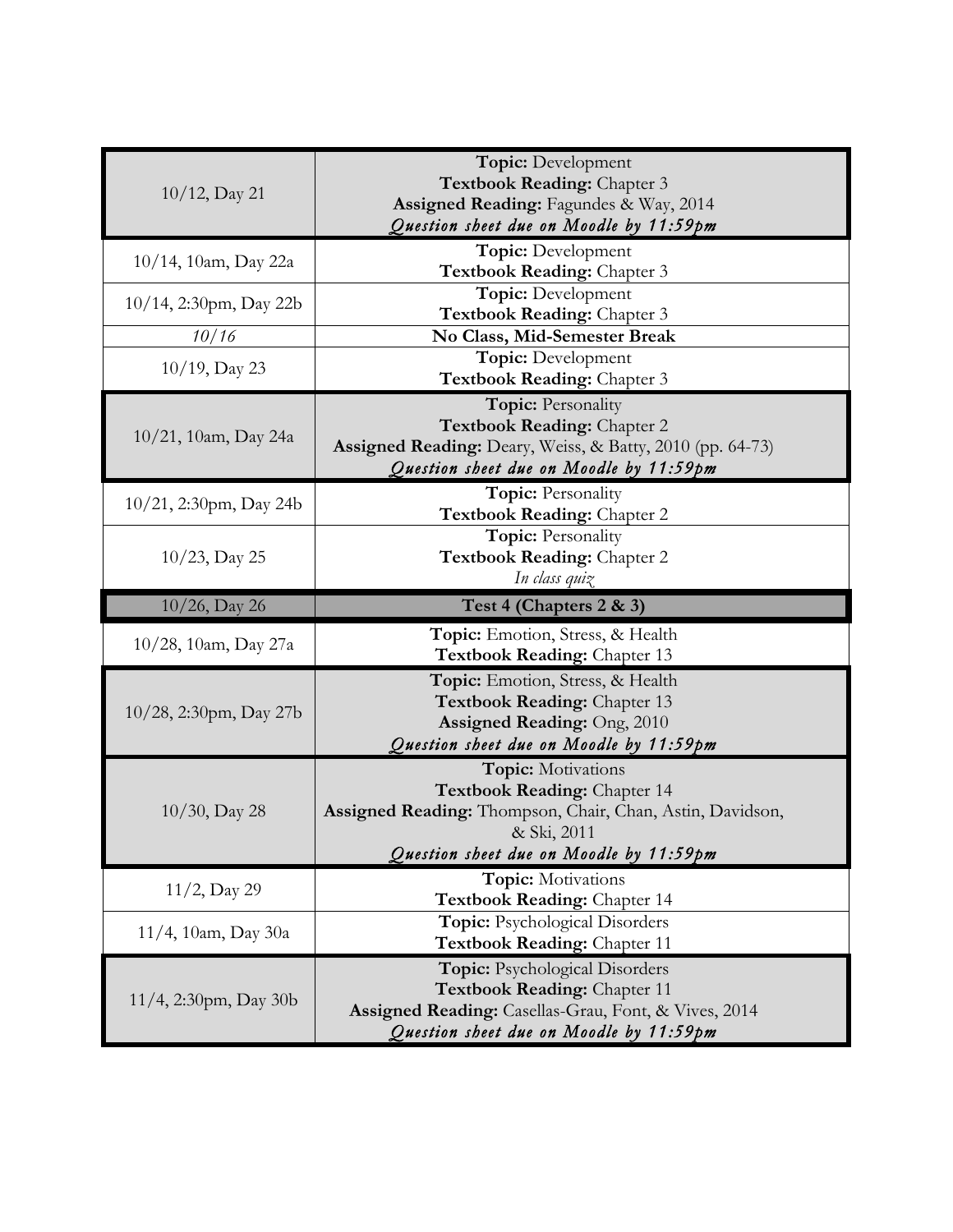| Date | Content |
|---|---|
| 10/12, Day 21 | **Topic:** Development<br>**Textbook Reading:** Chapter 3<br>**Assigned Reading:** Fagundes & Way, 2014<br>*Question sheet due on Moodle by 11:59pm* |
| 10/14, 10am, Day 22a | **Topic:** Development<br>**Textbook Reading:** Chapter 3 |
| 10/14, 2:30pm, Day 22b | **Topic:** Development<br>**Textbook Reading:** Chapter 3 |
| *10/16* | **No Class, Mid-Semester Break** |
| 10/19, Day 23 | **Topic:** Development<br>**Textbook Reading:** Chapter 3 |
| 10/21, 10am, Day 24a | **Topic:** Personality<br>**Textbook Reading:** Chapter 2<br>**Assigned Reading:** Deary, Weiss, & Batty, 2010 (pp. 64-73)<br>*Question sheet due on Moodle by 11:59pm* |
| 10/21, 2:30pm, Day 24b | **Topic:** Personality<br>**Textbook Reading:** Chapter 2 |
| 10/23, Day 25 | **Topic:** Personality<br>**Textbook Reading:** Chapter 2<br>*In class quiz* |
| 10/26, Day 26 | **Test 4 (Chapters 2 & 3)** |
| 10/28, 10am, Day 27a | **Topic:** Emotion, Stress, & Health<br>**Textbook Reading:** Chapter 13 |
| 10/28, 2:30pm, Day 27b | **Topic:** Emotion, Stress, & Health<br>**Textbook Reading:** Chapter 13<br>**Assigned Reading:** Ong, 2010<br>*Question sheet due on Moodle by 11:59pm* |
| 10/30, Day 28 | **Topic:** Motivations<br>**Textbook Reading:** Chapter 14<br>**Assigned Reading:** Thompson, Chair, Chan, Astin, Davidson, & Ski, 2011<br>*Question sheet due on Moodle by 11:59pm* |
| 11/2, Day 29 | **Topic:** Motivations<br>**Textbook Reading:** Chapter 14 |
| 11/4, 10am, Day 30a | **Topic:** Psychological Disorders<br>**Textbook Reading:** Chapter 11 |
| 11/4, 2:30pm, Day 30b | **Topic:** Psychological Disorders<br>**Textbook Reading:** Chapter 11<br>**Assigned Reading:** Casellas-Grau, Font, & Vives, 2014<br>*Question sheet due on Moodle by 11:59pm* |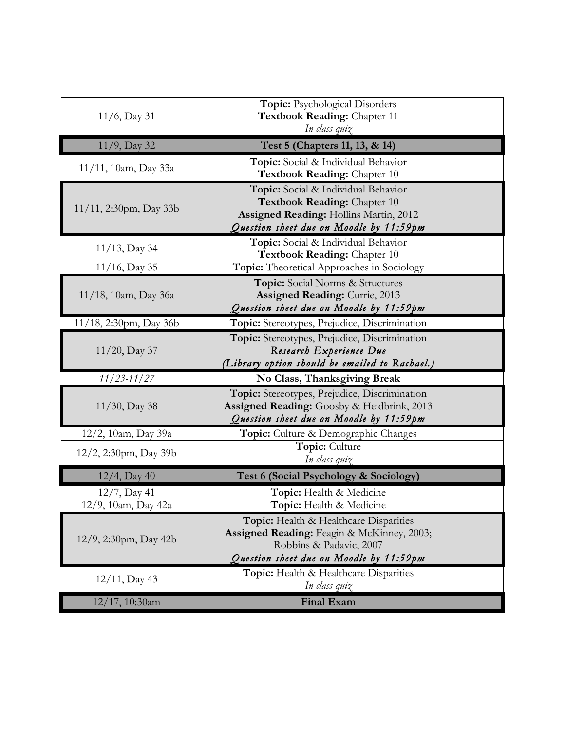| | |
|---|---|
| 11/6, Day 31 | **Topic:** Psychological Disorders<br>**Textbook Reading:** Chapter 11<br>*In class quiz* |
| 11/9, Day 32 | **Test 5 (Chapters 11, 13, & 14)** |
| 11/11, 10am, Day 33a | **Topic:** Social & Individual Behavior<br>**Textbook Reading:** Chapter 10 |
| 11/11, 2:30pm, Day 33b | **Topic:** Social & Individual Behavior<br>**Textbook Reading:** Chapter 10<br>**Assigned Reading:** Hollins Martin, 2012<br>*Question sheet due on Moodle by 11:59pm* |
| 11/13, Day 34 | **Topic:** Social & Individual Behavior<br>**Textbook Reading:** Chapter 10 |
| 11/16, Day 35 | **Topic:** Theoretical Approaches in Sociology |
| 11/18, 10am, Day 36a | **Topic:** Social Norms & Structures<br>**Assigned Reading:** Currie, 2013<br>*Question sheet due on Moodle by 11:59pm* |
| 11/18, 2:30pm, Day 36b | **Topic:** Stereotypes, Prejudice, Discrimination |
| 11/20, Day 37 | **Topic:** Stereotypes, Prejudice, Discrimination<br>*Research Experience Due*<br>*(Library option should be emailed to Rachael.)* |
| *11/23-11/27* | **No Class, Thanksgiving Break** |
| 11/30, Day 38 | **Topic:** Stereotypes, Prejudice, Discrimination<br>**Assigned Reading:** Goosby & Heidbrink, 2013<br>*Question sheet due on Moodle by 11:59pm* |
| 12/2, 10am, Day 39a | **Topic:** Culture & Demographic Changes |
| 12/2, 2:30pm, Day 39b | **Topic:** Culture<br>*In class quiz* |
| 12/4, Day 40 | **Test 6 (Social Psychology & Sociology)** |
| 12/7, Day 41 | **Topic:** Health & Medicine |
| 12/9, 10am, Day 42a | **Topic:** Health & Medicine |
| 12/9, 2:30pm, Day 42b | **Topic:** Health & Healthcare Disparities<br>**Assigned Reading:** Feagin & McKinney, 2003;<br>Robbins & Padavic, 2007<br>*Question sheet due on Moodle by 11:59pm* |
| 12/11, Day 43 | **Topic:** Health & Healthcare Disparities<br>*In class quiz* |
| 12/17, 10:30am | **Final Exam** |